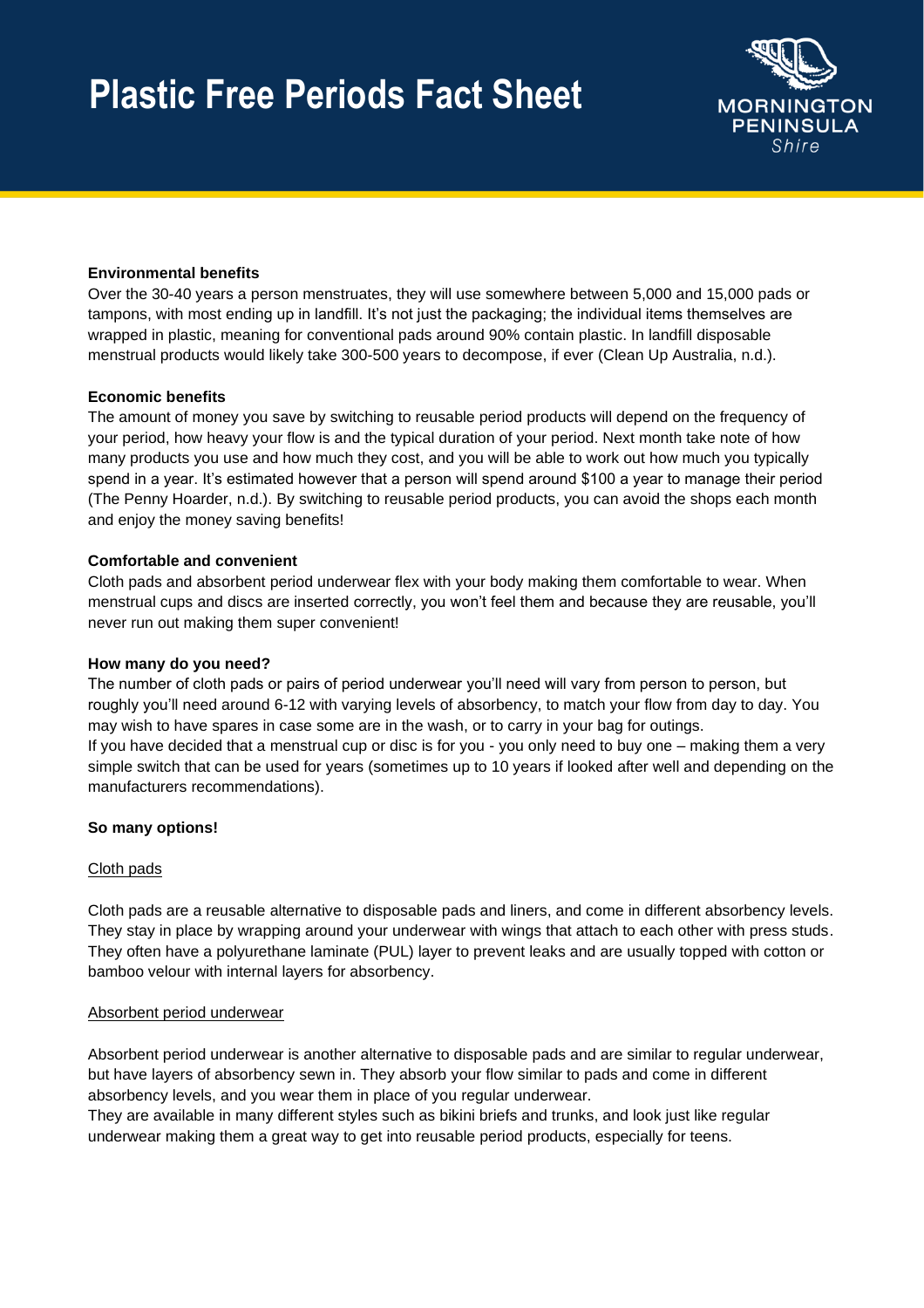# Plastic Free Periods Fact Sheet

**Environmental benefits**

Over the 30-40 years a person menstruates, they will use somewhere between 5,000 and 15,000 pads or tampons, with most ending up in landfill. It's not just the packaging; the individual items themselves are wrapped in plastic, meaning for conventional pads around 90% contain plastic. In landfill disposable menstrual products would likely take 300-500 years to decompose, if ever (Clean Up Australia, n.d.).

**Economic benefits**

The amount of money you save by switching to reusable period products will depend on the frequency of your period, how heavy your flow is and the typical duration of your period. Next month take note of how many products you use and how much they cost, and you will be able to work out how much you typically spend in a year. It's estimated however that a person will spend around $100 a year to manage their period (The Penny Hoarder, n.d.). By switching to reusable period products, you can avoid the shops each month and enjoy the money saving benefits!

**Comfortable and convenient**

Cloth pads and absorbent period underwear flex with your body making them comfortable to wear. When menstrual cups and discs are inserted correctly, you won't feel them and because they are reusable, you'll never run out making them super convenient!

**How many do you need?**

The number of cloth pads or pairs of period underwear you'll need will vary from person to person, but roughly you'll need around 6-12 with varying levels of absorbency, to match your flow from day to day. You may wish to have spares in case some are in the wash, or to carry in your bag for outings.

If you have decided that a menstrual cup or disc is for you - you only need to buy one – making them a very simple switch that can be used for years (sometimes up to 10 years if looked after well and depending on the manufacturers recommendations).

**So many options!**

<u>Cloth pads</u>

Cloth pads are a reusable alternative to disposable pads and liners, and come in different absorbency levels. They stay in place by wrapping around your underwear with wings that attach to each other with press studs. They often have a polyurethane laminate (PUL) layer to prevent leaks and are usually topped with cotton or bamboo velour with internal layers for absorbency.

<u>Absorbent period underwear</u>

Absorbent period underwear is another alternative to disposable pads and are similar to regular underwear, but have layers of absorbency sewn in. They absorb your flow similar to pads and come in different absorbency levels, and you wear them in place of you regular underwear.

They are available in many different styles such as bikini briefs and trunks, and look just like regular underwear making them a great way to get into reusable period products, especially for teens.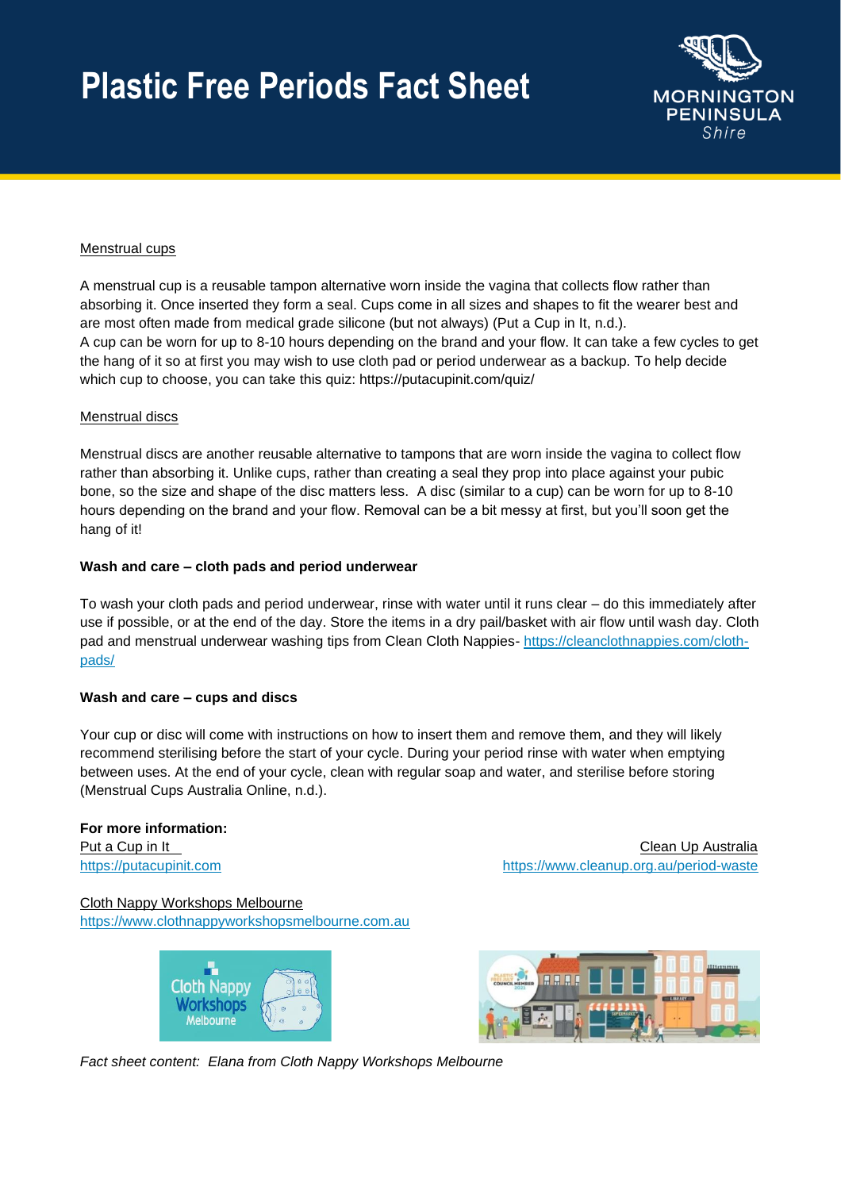# Plastic Free Periods Fact Sheet

Menstrual cups

A menstrual cup is a reusable tampon alternative worn inside the vagina that collects flow rather than absorbing it. Once inserted they form a seal. Cups come in all sizes and shapes to fit the wearer best and are most often made from medical grade silicone (but not always) (Put a Cup in It, n.d.).
A cup can be worn for up to 8-10 hours depending on the brand and your flow. It can take a few cycles to get the hang of it so at first you may wish to use cloth pad or period underwear as a backup. To help decide which cup to choose, you can take this quiz: https://putacupinit.com/quiz/

Menstrual discs

Menstrual discs are another reusable alternative to tampons that are worn inside the vagina to collect flow rather than absorbing it. Unlike cups, rather than creating a seal they prop into place against your pubic bone, so the size and shape of the disc matters less. A disc (similar to a cup) can be worn for up to 8-10 hours depending on the brand and your flow. Removal can be a bit messy at first, but you'll soon get the hang of it!

**Wash and care – cloth pads and period underwear**

To wash your cloth pads and period underwear, rinse with water until it runs clear – do this immediately after use if possible, or at the end of the day. Store the items in a dry pail/basket with air flow until wash day. Cloth pad and menstrual underwear washing tips from Clean Cloth Nappies- https://cleanclothnappies.com/cloth-pads/

**Wash and care – cups and discs**

Your cup or disc will come with instructions on how to insert them and remove them, and they will likely recommend sterilising before the start of your cycle. During your period rinse with water when emptying between uses. At the end of your cycle, clean with regular soap and water, and sterilise before storing (Menstrual Cups Australia Online, n.d.).

**For more information:**

Put a Cup in It
https://putacupinit.com

Clean Up Australia
https://www.cleanup.org.au/period-waste

Cloth Nappy Workshops Melbourne
https://www.clothnappyworkshopsmelbourne.com.au

*Fact sheet content: Elana from Cloth Nappy Workshops Melbourne*